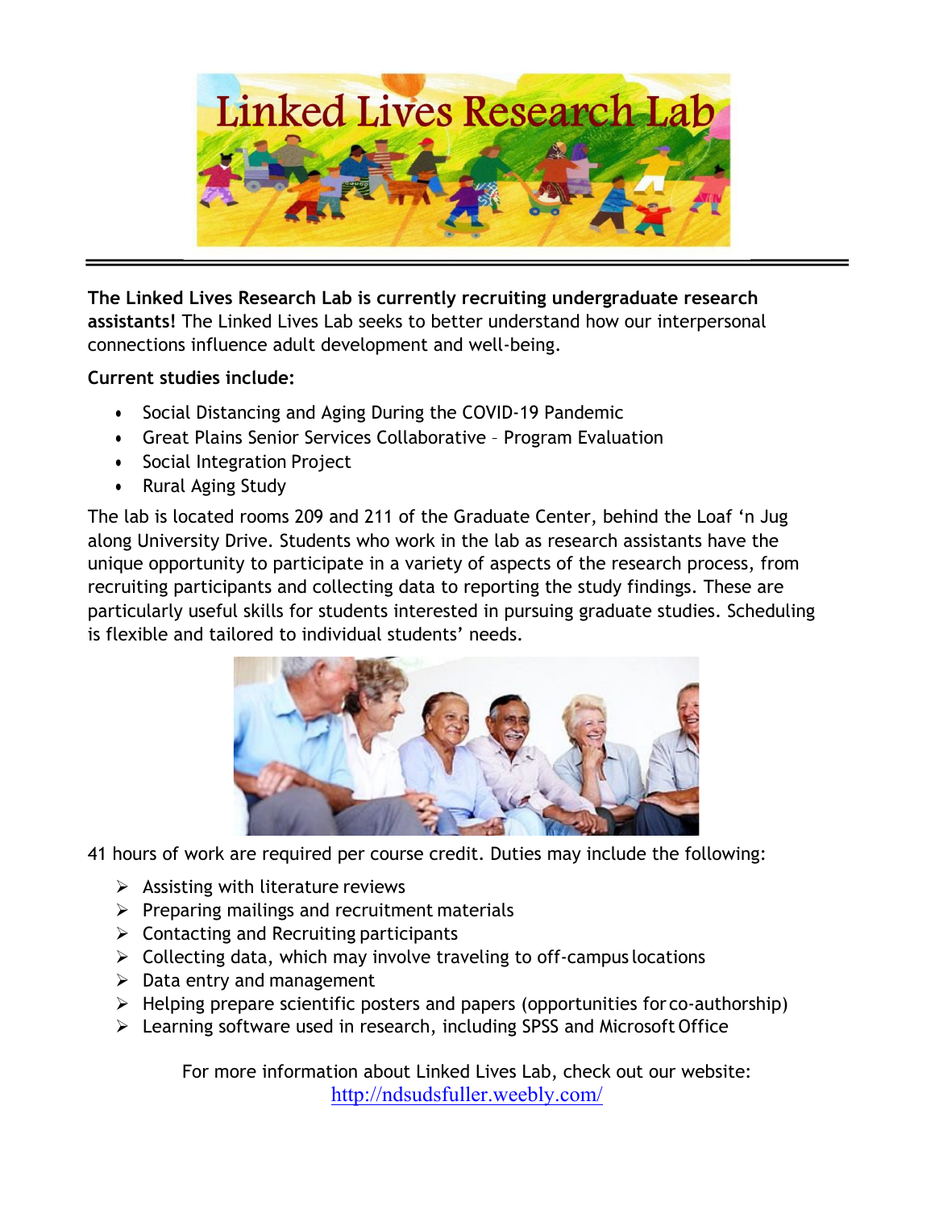# Linked Lives Research Lab

**The Linked Lives Research Lab is currently recruiting undergraduate research assistants!** The Linked Lives Lab seeks to better understand how our interpersonal connections influence adult development and well-being.

**Current studies include:**

- Social Distancing and Aging During the COVID-19 Pandemic
- Great Plains Senior Services Collaborative – Program Evaluation
- Social Integration Project
- Rural Aging Study

The lab is located rooms 209 and 211 of the Graduate Center, behind the Loaf 'n Jug along University Drive. Students who work in the lab as research assistants have the unique opportunity to participate in a variety of aspects of the research process, from recruiting participants and collecting data to reporting the study findings. These are particularly useful skills for students interested in pursuing graduate studies. Scheduling is flexible and tailored to individual students' needs.

41 hours of work are required per course credit. Duties may include the following:

- Assisting with literature reviews
- Preparing mailings and recruitment materials
- Contacting and Recruiting participants
- Collecting data, which may involve traveling to off-campus locations
- Data entry and management
- Helping prepare scientific posters and papers (opportunities for co-authorship)
- Learning software used in research, including SPSS and Microsoft Office

For more information about Linked Lives Lab, check out our website: http://ndsudsfuller.weebly.com/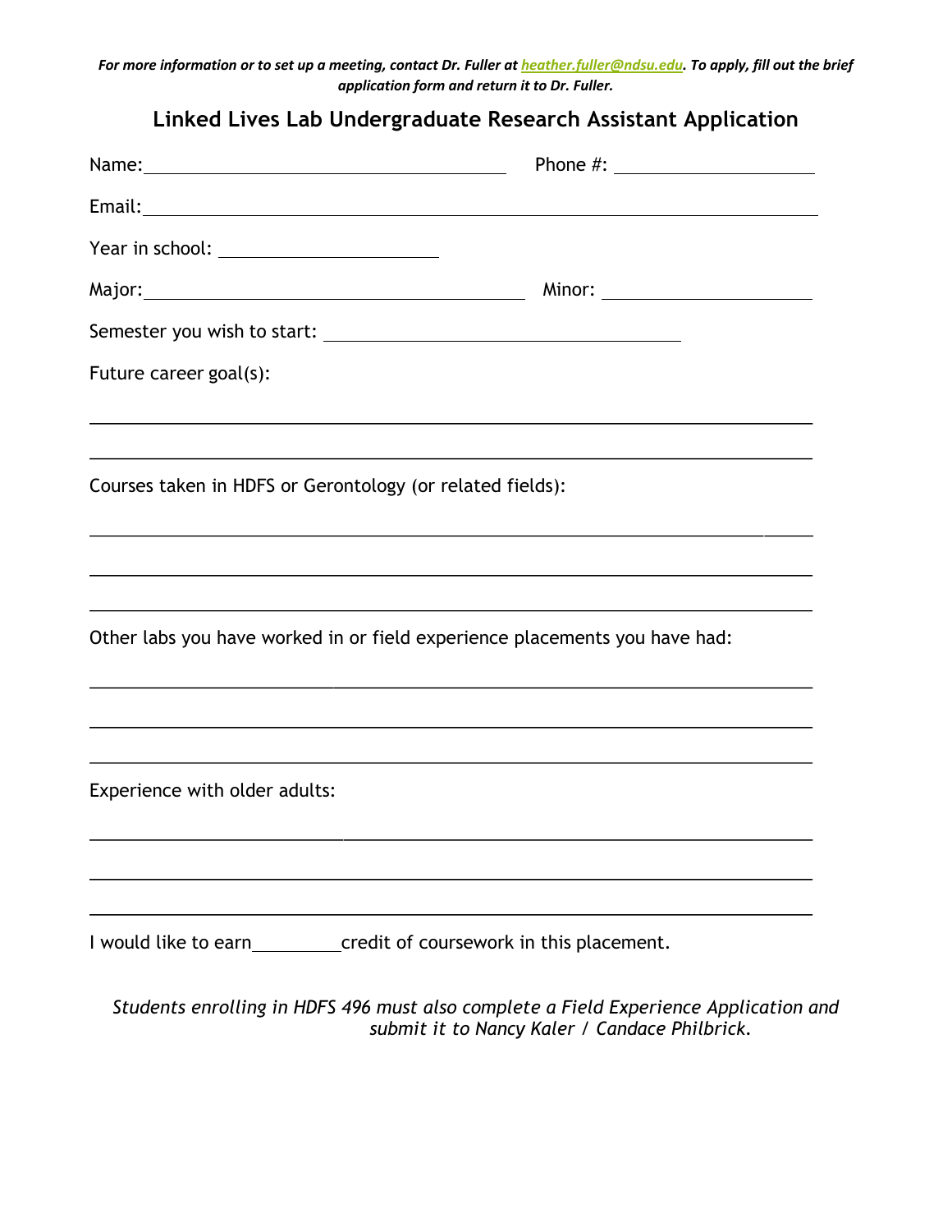*For more information or to set up a meeting, contact Dr. Fuller at [heather.fuller@ndsu.edu](mailto:heather.fuller@ndsu.edu). To apply, fill out the brief application form and return it to Dr. Fuller.*

## Linked Lives Lab Undergraduate Research Assistant Application

Name: ______________________________ Phone #: ____________________

Email: ____________________________________________________________

Year in school: ____________________

Major: ______________________________ Minor: ____________________

Semester you wish to start: ______________________________

Future career goal(s):

___________________________________________________________________

___________________________________________________________________

Courses taken in HDFS or Gerontology (or related fields):

___________________________________________________________________

___________________________________________________________________

___________________________________________________________________

Other labs you have worked in or field experience placements you have had:

___________________________________________________________________

___________________________________________________________________

___________________________________________________________________

Experience with older adults:

___________________________________________________________________

___________________________________________________________________

___________________________________________________________________

I would like to earn ________ credit of coursework in this placement.

*Students enrolling in HDFS 496 must also complete a Field Experience Application and submit it to Nancy Kaler / Candace Philbrick.*